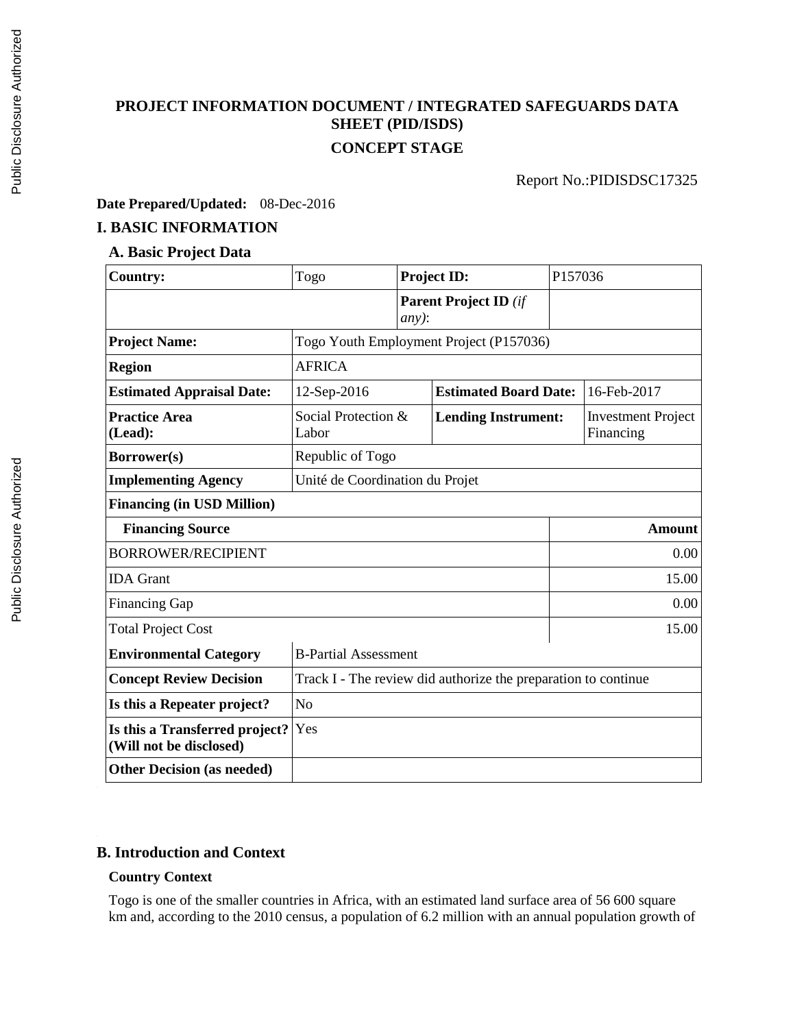# PROJECT INFORMATION DOCUMENT / INTEGRATED SAFEGUARDS DATA SHEET (PID/ISDS)

## CONCEPT STAGE

Report No.:PIDISDSC17325

**Date Prepared/Updated:** 08-Dec-2016

## I. BASIC INFORMATION

### A. Basic Project Data

| | | | | | |
|---|---|---|---|---|---|
| **Country:** | Togo | **Project ID:** | | P157036 | |
| | | **Parent Project ID** *(if any)*: | | | |
| **Project Name:** | Togo Youth Employment Project (P157036) | | | | |
| **Region** | AFRICA | | | | |
| **Estimated Appraisal Date:** | 12-Sep-2016 | | **Estimated Board Date:** | | 16-Feb-2017 |
| **Practice Area (Lead):** | Social Protection & Labor | | **Lending Instrument:** | | Investment Project Financing |
| **Borrower(s)** | Republic of Togo | | | | |
| **Implementing Agency** | Unité de Coordination du Projet | | | | |
| **Financing (in USD Million)** | | | | | |
| **Financing Source** | | | | | **Amount** |
| BORROWER/RECIPIENT | | | | | 0.00 |
| IDA Grant | | | | | 15.00 |
| Financing Gap | | | | | 0.00 |
| Total Project Cost | | | | | 15.00 |
| **Environmental Category** | B-Partial Assessment | | | | |
| **Concept Review Decision** | Track I - The review did authorize the preparation to continue | | | | |
| **Is this a Repeater project?** | No | | | | |
| **Is this a Transferred project? (Will not be disclosed)** | Yes | | | | |
| **Other Decision (as needed)** | | | | | |

### B. Introduction and Context

#### Country Context

Togo is one of the smaller countries in Africa, with an estimated land surface area of 56 600 square km and, according to the 2010 census, a population of 6.2 million with an annual population growth of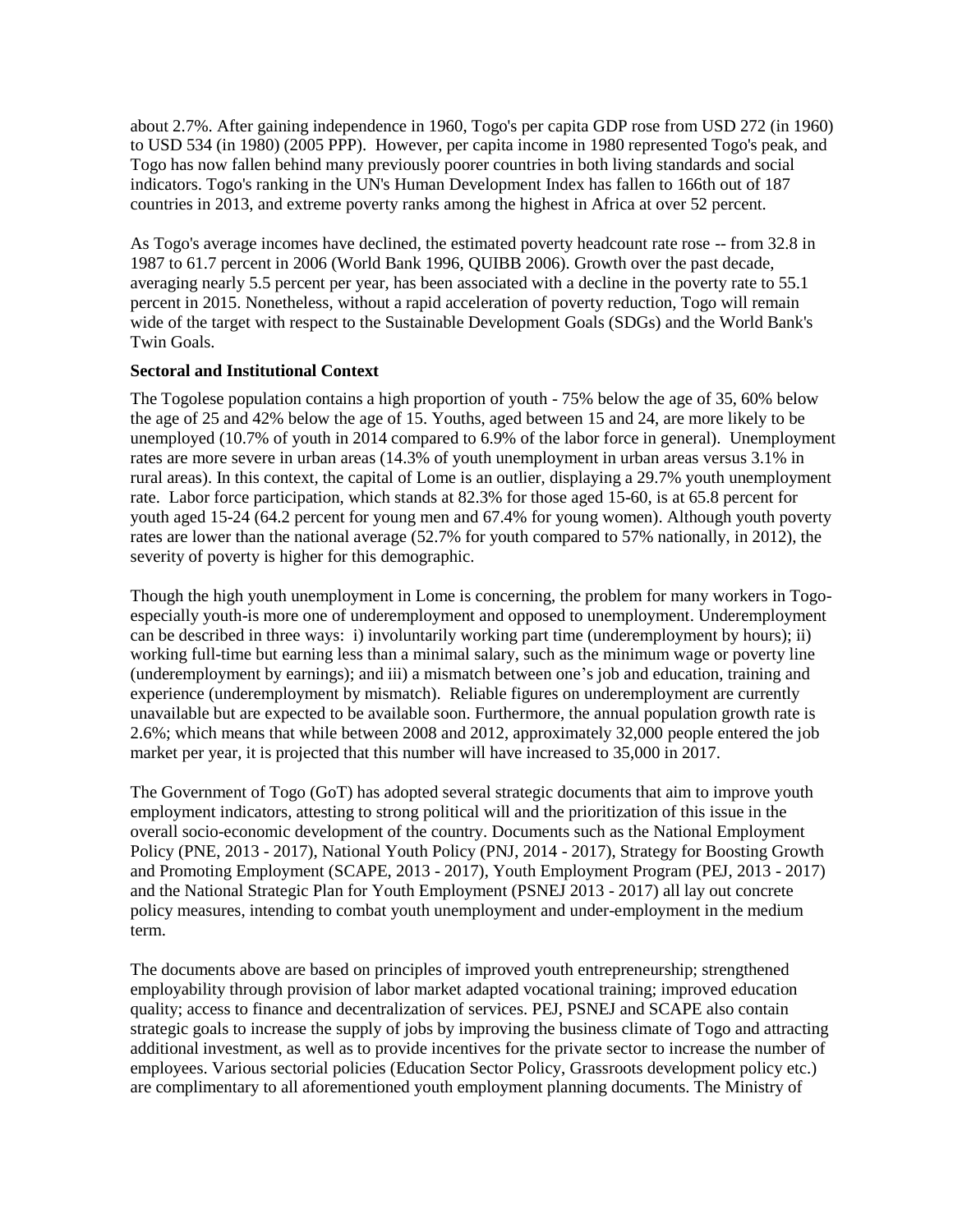about 2.7%. After gaining independence in 1960, Togo's per capita GDP rose from USD 272 (in 1960) to USD 534 (in 1980) (2005 PPP). However, per capita income in 1980 represented Togo's peak, and Togo has now fallen behind many previously poorer countries in both living standards and social indicators. Togo's ranking in the UN's Human Development Index has fallen to 166th out of 187 countries in 2013, and extreme poverty ranks among the highest in Africa at over 52 percent.

As Togo's average incomes have declined, the estimated poverty headcount rate rose -- from 32.8 in 1987 to 61.7 percent in 2006 (World Bank 1996, QUIBB 2006). Growth over the past decade, averaging nearly 5.5 percent per year, has been associated with a decline in the poverty rate to 55.1 percent in 2015. Nonetheless, without a rapid acceleration of poverty reduction, Togo will remain wide of the target with respect to the Sustainable Development Goals (SDGs) and the World Bank's Twin Goals.

**Sectoral and Institutional Context**

The Togolese population contains a high proportion of youth - 75% below the age of 35, 60% below the age of 25 and 42% below the age of 15. Youths, aged between 15 and 24, are more likely to be unemployed (10.7% of youth in 2014 compared to 6.9% of the labor force in general). Unemployment rates are more severe in urban areas (14.3% of youth unemployment in urban areas versus 3.1% in rural areas). In this context, the capital of Lome is an outlier, displaying a 29.7% youth unemployment rate. Labor force participation, which stands at 82.3% for those aged 15-60, is at 65.8 percent for youth aged 15-24 (64.2 percent for young men and 67.4% for young women). Although youth poverty rates are lower than the national average (52.7% for youth compared to 57% nationally, in 2012), the severity of poverty is higher for this demographic.

Though the high youth unemployment in Lome is concerning, the problem for many workers in Togo-especially youth-is more one of underemployment and opposed to unemployment. Underemployment can be described in three ways: i) involuntarily working part time (underemployment by hours); ii) working full-time but earning less than a minimal salary, such as the minimum wage or poverty line (underemployment by earnings); and iii) a mismatch between one's job and education, training and experience (underemployment by mismatch). Reliable figures on underemployment are currently unavailable but are expected to be available soon. Furthermore, the annual population growth rate is 2.6%; which means that while between 2008 and 2012, approximately 32,000 people entered the job market per year, it is projected that this number will have increased to 35,000 in 2017.

The Government of Togo (GoT) has adopted several strategic documents that aim to improve youth employment indicators, attesting to strong political will and the prioritization of this issue in the overall socio-economic development of the country. Documents such as the National Employment Policy (PNE, 2013 - 2017), National Youth Policy (PNJ, 2014 - 2017), Strategy for Boosting Growth and Promoting Employment (SCAPE, 2013 - 2017), Youth Employment Program (PEJ, 2013 - 2017) and the National Strategic Plan for Youth Employment (PSNEJ 2013 - 2017) all lay out concrete policy measures, intending to combat youth unemployment and under-employment in the medium term.

The documents above are based on principles of improved youth entrepreneurship; strengthened employability through provision of labor market adapted vocational training; improved education quality; access to finance and decentralization of services. PEJ, PSNEJ and SCAPE also contain strategic goals to increase the supply of jobs by improving the business climate of Togo and attracting additional investment, as well as to provide incentives for the private sector to increase the number of employees. Various sectorial policies (Education Sector Policy, Grassroots development policy etc.) are complimentary to all aforementioned youth employment planning documents. The Ministry of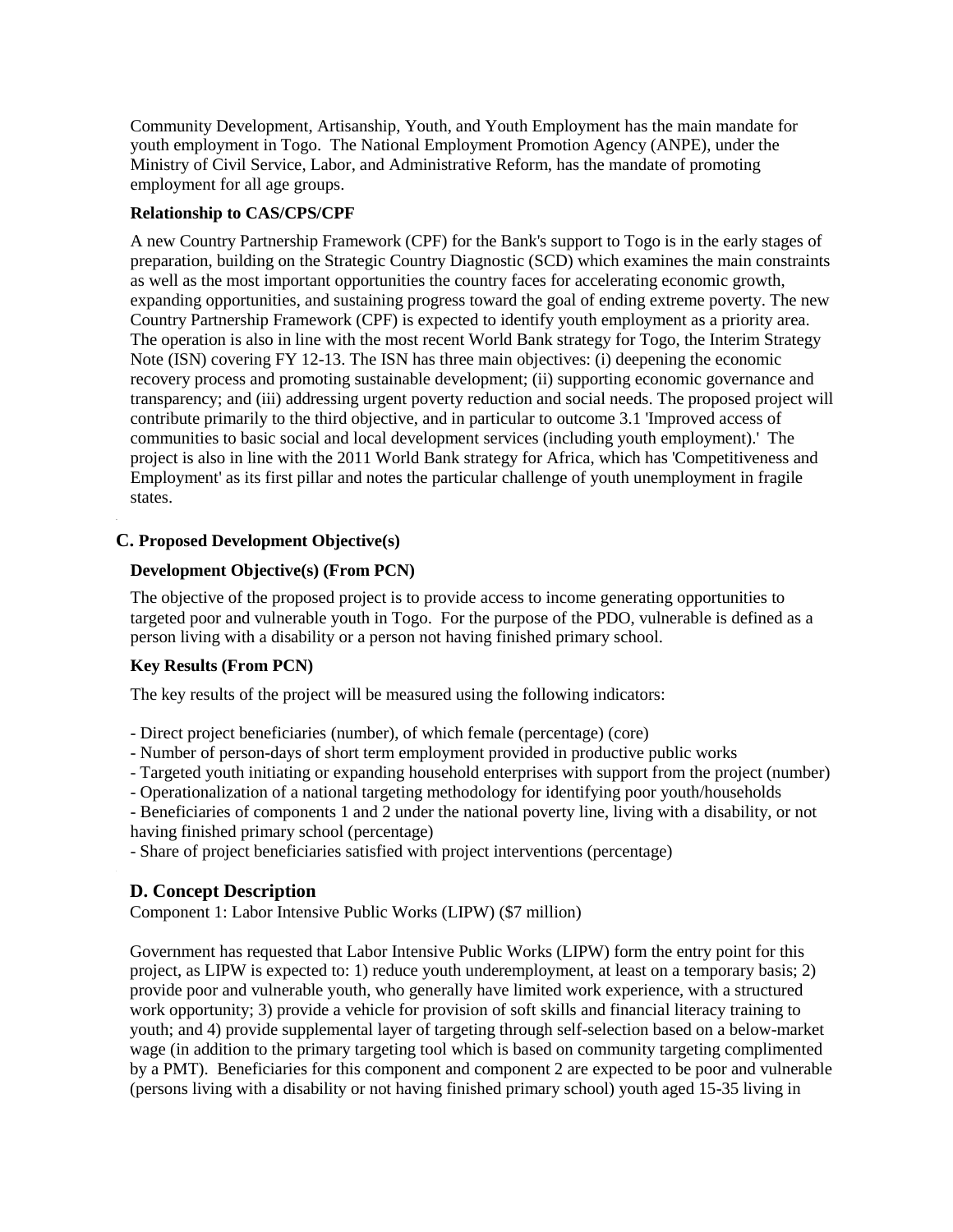Community Development, Artisanship, Youth, and Youth Employment has the main mandate for youth employment in Togo. The National Employment Promotion Agency (ANPE), under the Ministry of Civil Service, Labor, and Administrative Reform, has the mandate of promoting employment for all age groups.

**Relationship to CAS/CPS/CPF**

A new Country Partnership Framework (CPF) for the Bank's support to Togo is in the early stages of preparation, building on the Strategic Country Diagnostic (SCD) which examines the main constraints as well as the most important opportunities the country faces for accelerating economic growth, expanding opportunities, and sustaining progress toward the goal of ending extreme poverty. The new Country Partnership Framework (CPF) is expected to identify youth employment as a priority area. The operation is also in line with the most recent World Bank strategy for Togo, the Interim Strategy Note (ISN) covering FY 12-13. The ISN has three main objectives: (i) deepening the economic recovery process and promoting sustainable development; (ii) supporting economic governance and transparency; and (iii) addressing urgent poverty reduction and social needs. The proposed project will contribute primarily to the third objective, and in particular to outcome 3.1 'Improved access of communities to basic social and local development services (including youth employment).' The project is also in line with the 2011 World Bank strategy for Africa, which has 'Competitiveness and Employment' as its first pillar and notes the particular challenge of youth unemployment in fragile states.

## C. Proposed Development Objective(s)

**Development Objective(s) (From PCN)**

The objective of the proposed project is to provide access to income generating opportunities to targeted poor and vulnerable youth in Togo. For the purpose of the PDO, vulnerable is defined as a person living with a disability or a person not having finished primary school.

**Key Results (From PCN)**

The key results of the project will be measured using the following indicators:

- Direct project beneficiaries (number), of which female (percentage) (core)
- Number of person-days of short term employment provided in productive public works
- Targeted youth initiating or expanding household enterprises with support from the project (number)
- Operationalization of a national targeting methodology for identifying poor youth/households
- Beneficiaries of components 1 and 2 under the national poverty line, living with a disability, or not having finished primary school (percentage)
- Share of project beneficiaries satisfied with project interventions (percentage)

## D. Concept Description

Component 1: Labor Intensive Public Works (LIPW) ($7 million)

Government has requested that Labor Intensive Public Works (LIPW) form the entry point for this project, as LIPW is expected to: 1) reduce youth underemployment, at least on a temporary basis; 2) provide poor and vulnerable youth, who generally have limited work experience, with a structured work opportunity; 3) provide a vehicle for provision of soft skills and financial literacy training to youth; and 4) provide supplemental layer of targeting through self-selection based on a below-market wage (in addition to the primary targeting tool which is based on community targeting complimented by a PMT). Beneficiaries for this component and component 2 are expected to be poor and vulnerable (persons living with a disability or not having finished primary school) youth aged 15-35 living in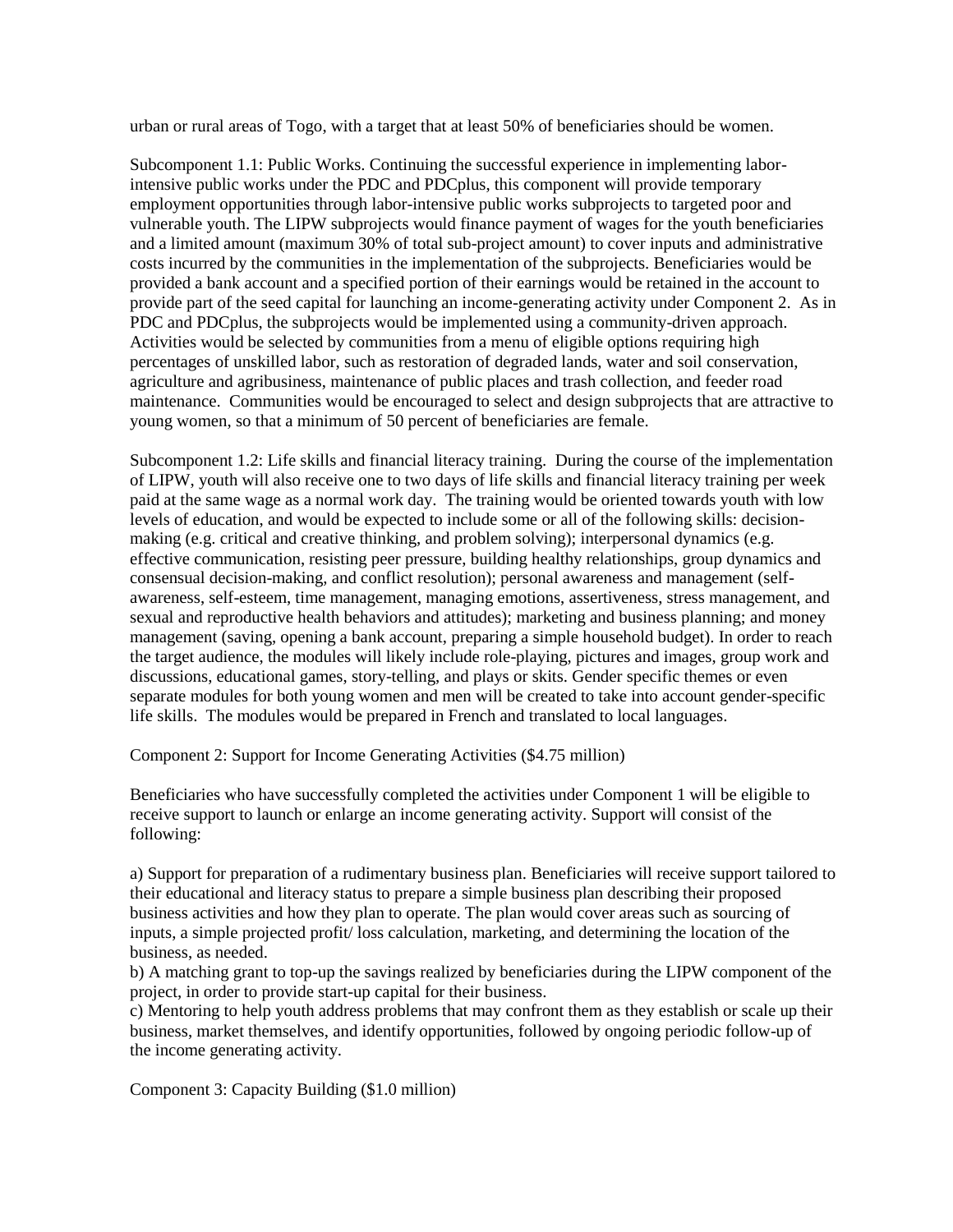urban or rural areas of Togo, with a target that at least 50% of beneficiaries should be women.

Subcomponent 1.1: Public Works. Continuing the successful experience in implementing labor-intensive public works under the PDC and PDCplus, this component will provide temporary employment opportunities through labor-intensive public works subprojects to targeted poor and vulnerable youth. The LIPW subprojects would finance payment of wages for the youth beneficiaries and a limited amount (maximum 30% of total sub-project amount) to cover inputs and administrative costs incurred by the communities in the implementation of the subprojects. Beneficiaries would be provided a bank account and a specified portion of their earnings would be retained in the account to provide part of the seed capital for launching an income-generating activity under Component 2. As in PDC and PDCplus, the subprojects would be implemented using a community-driven approach. Activities would be selected by communities from a menu of eligible options requiring high percentages of unskilled labor, such as restoration of degraded lands, water and soil conservation, agriculture and agribusiness, maintenance of public places and trash collection, and feeder road maintenance. Communities would be encouraged to select and design subprojects that are attractive to young women, so that a minimum of 50 percent of beneficiaries are female.

Subcomponent 1.2: Life skills and financial literacy training. During the course of the implementation of LIPW, youth will also receive one to two days of life skills and financial literacy training per week paid at the same wage as a normal work day. The training would be oriented towards youth with low levels of education, and would be expected to include some or all of the following skills: decision-making (e.g. critical and creative thinking, and problem solving); interpersonal dynamics (e.g. effective communication, resisting peer pressure, building healthy relationships, group dynamics and consensual decision-making, and conflict resolution); personal awareness and management (self-awareness, self-esteem, time management, managing emotions, assertiveness, stress management, and sexual and reproductive health behaviors and attitudes); marketing and business planning; and money management (saving, opening a bank account, preparing a simple household budget). In order to reach the target audience, the modules will likely include role-playing, pictures and images, group work and discussions, educational games, story-telling, and plays or skits. Gender specific themes or even separate modules for both young women and men will be created to take into account gender-specific life skills. The modules would be prepared in French and translated to local languages.

Component 2: Support for Income Generating Activities ($4.75 million)

Beneficiaries who have successfully completed the activities under Component 1 will be eligible to receive support to launch or enlarge an income generating activity. Support will consist of the following:

a) Support for preparation of a rudimentary business plan. Beneficiaries will receive support tailored to their educational and literacy status to prepare a simple business plan describing their proposed business activities and how they plan to operate. The plan would cover areas such as sourcing of inputs, a simple projected profit/ loss calculation, marketing, and determining the location of the business, as needed.
b) A matching grant to top-up the savings realized by beneficiaries during the LIPW component of the project, in order to provide start-up capital for their business.
c) Mentoring to help youth address problems that may confront them as they establish or scale up their business, market themselves, and identify opportunities, followed by ongoing periodic follow-up of the income generating activity.

Component 3: Capacity Building ($1.0 million)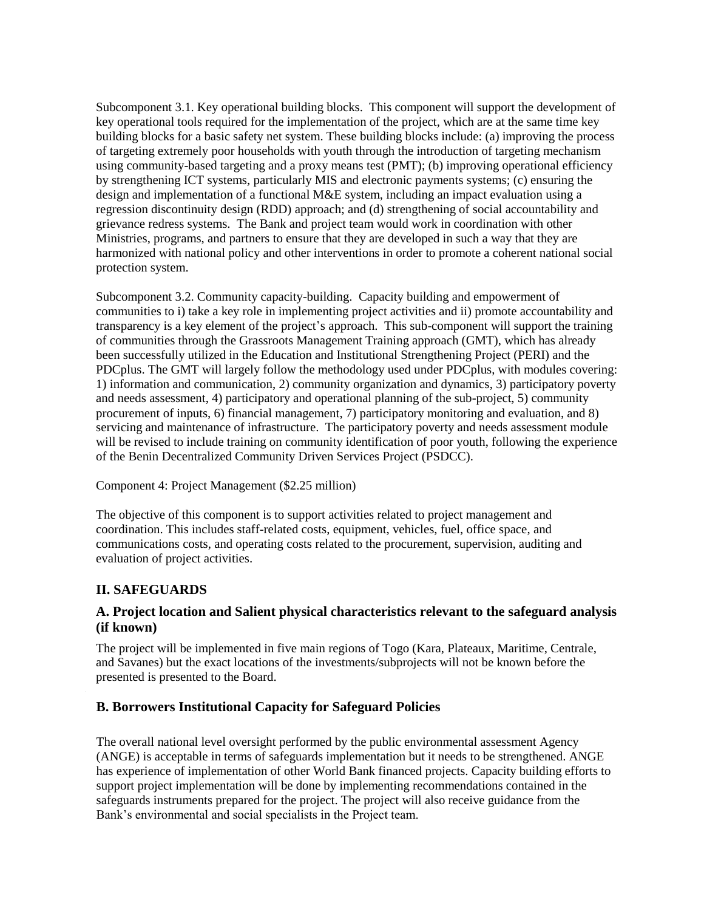Subcomponent 3.1. Key operational building blocks. This component will support the development of key operational tools required for the implementation of the project, which are at the same time key building blocks for a basic safety net system. These building blocks include: (a) improving the process of targeting extremely poor households with youth through the introduction of targeting mechanism using community-based targeting and a proxy means test (PMT); (b) improving operational efficiency by strengthening ICT systems, particularly MIS and electronic payments systems; (c) ensuring the design and implementation of a functional M&E system, including an impact evaluation using a regression discontinuity design (RDD) approach; and (d) strengthening of social accountability and grievance redress systems. The Bank and project team would work in coordination with other Ministries, programs, and partners to ensure that they are developed in such a way that they are harmonized with national policy and other interventions in order to promote a coherent national social protection system.

Subcomponent 3.2. Community capacity-building. Capacity building and empowerment of communities to i) take a key role in implementing project activities and ii) promote accountability and transparency is a key element of the project's approach. This sub-component will support the training of communities through the Grassroots Management Training approach (GMT), which has already been successfully utilized in the Education and Institutional Strengthening Project (PERI) and the PDCplus. The GMT will largely follow the methodology used under PDCplus, with modules covering: 1) information and communication, 2) community organization and dynamics, 3) participatory poverty and needs assessment, 4) participatory and operational planning of the sub-project, 5) community procurement of inputs, 6) financial management, 7) participatory monitoring and evaluation, and 8) servicing and maintenance of infrastructure. The participatory poverty and needs assessment module will be revised to include training on community identification of poor youth, following the experience of the Benin Decentralized Community Driven Services Project (PSDCC).

Component 4: Project Management ($2.25 million)

The objective of this component is to support activities related to project management and coordination. This includes staff-related costs, equipment, vehicles, fuel, office space, and communications costs, and operating costs related to the procurement, supervision, auditing and evaluation of project activities.

## II. SAFEGUARDS

### A. Project location and Salient physical characteristics relevant to the safeguard analysis (if known)

The project will be implemented in five main regions of Togo (Kara, Plateaux, Maritime, Centrale, and Savanes) but the exact locations of the investments/subprojects will not be known before the presented is presented to the Board.

### B. Borrowers Institutional Capacity for Safeguard Policies

The overall national level oversight performed by the public environmental assessment Agency (ANGE) is acceptable in terms of safeguards implementation but it needs to be strengthened. ANGE has experience of implementation of other World Bank financed projects. Capacity building efforts to support project implementation will be done by implementing recommendations contained in the safeguards instruments prepared for the project. The project will also receive guidance from the Bank's environmental and social specialists in the Project team.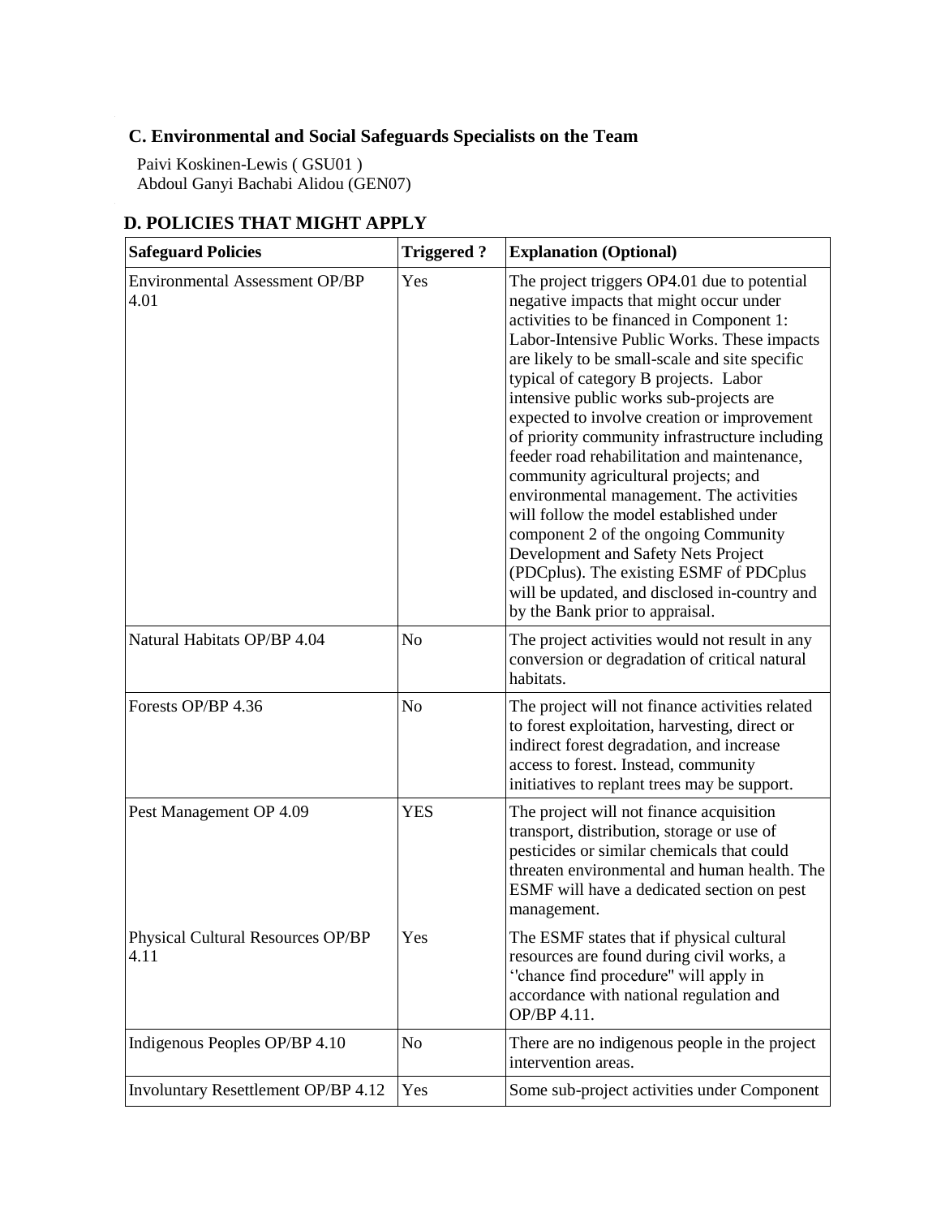### C. Environmental and Social Safeguards Specialists on the Team

Paivi Koskinen-Lewis ( GSU01 )
Abdoul Ganyi Bachabi Alidou (GEN07)

### D. POLICIES THAT MIGHT APPLY

| Safeguard Policies | Triggered ? | Explanation (Optional) |
|---|---|---|
| Environmental Assessment OP/BP 4.01 | Yes | The project triggers OP4.01 due to potential negative impacts that might occur under activities to be financed in Component 1: Labor-Intensive Public Works. These impacts are likely to be small-scale and site specific typical of category B projects. Labor intensive public works sub-projects are expected to involve creation or improvement of priority community infrastructure including feeder road rehabilitation and maintenance, community agricultural projects; and environmental management. The activities will follow the model established under component 2 of the ongoing Community Development and Safety Nets Project (PDCplus). The existing ESMF of PDCplus will be updated, and disclosed in-country and by the Bank prior to appraisal. |
| Natural Habitats OP/BP 4.04 | No | The project activities would not result in any conversion or degradation of critical natural habitats. |
| Forests OP/BP 4.36 | No | The project will not finance activities related to forest exploitation, harvesting, direct or indirect forest degradation, and increase access to forest. Instead, community initiatives to replant trees may be support. |
| Pest Management OP 4.09 | YES | The project will not finance acquisition transport, distribution, storage or use of pesticides or similar chemicals that could threaten environmental and human health. The ESMF will have a dedicated section on pest management. |
| Physical Cultural Resources OP/BP 4.11 | Yes | The ESMF states that if physical cultural resources are found during civil works, a ''chance find procedure'' will apply in accordance with national regulation and OP/BP 4.11. |
| Indigenous Peoples OP/BP 4.10 | No | There are no indigenous people in the project intervention areas. |
| Involuntary Resettlement OP/BP 4.12 | Yes | Some sub-project activities under Component |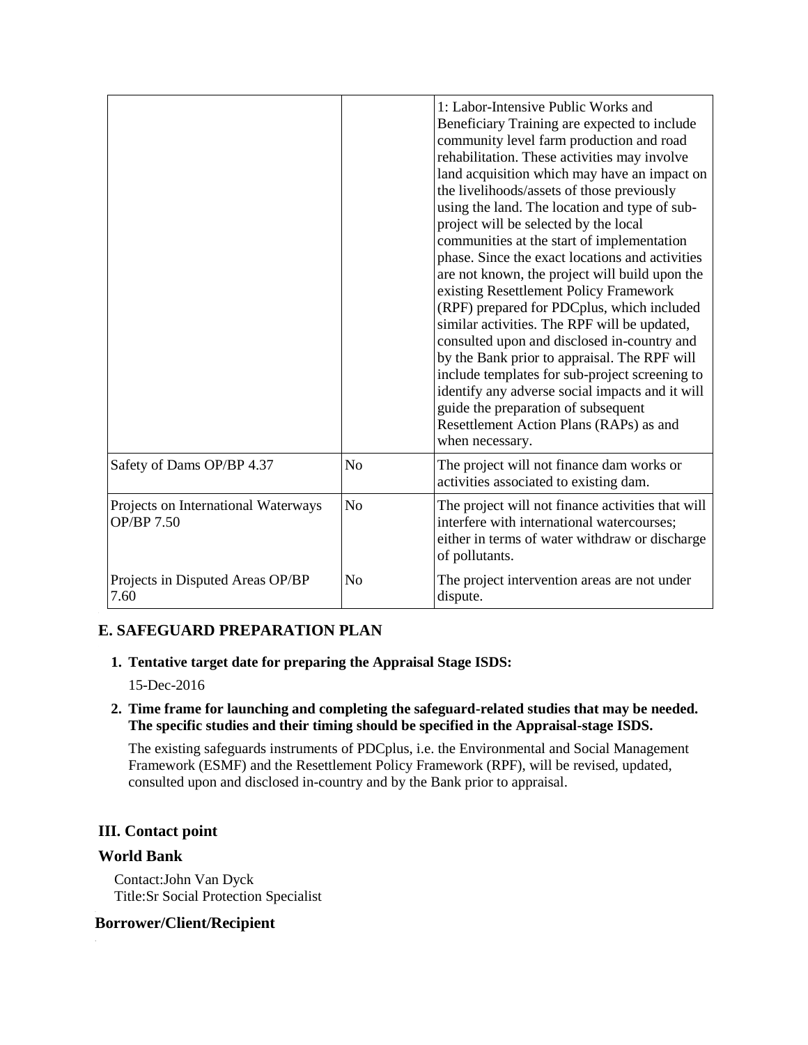| | | |
|---|---|---|
| | | 1: Labor-Intensive Public Works and Beneficiary Training are expected to include community level farm production and road rehabilitation. These activities may involve land acquisition which may have an impact on the livelihoods/assets of those previously using the land. The location and type of sub-project will be selected by the local communities at the start of implementation phase. Since the exact locations and activities are not known, the project will build upon the existing Resettlement Policy Framework (RPF) prepared for PDCplus, which included similar activities. The RPF will be updated, consulted upon and disclosed in-country and by the Bank prior to appraisal. The RPF will include templates for sub-project screening to identify any adverse social impacts and it will guide the preparation of subsequent Resettlement Action Plans (RAPs) as and when necessary. |
| Safety of Dams OP/BP 4.37 | No | The project will not finance dam works or activities associated to existing dam. |
| Projects on International Waterways OP/BP 7.50 | No | The project will not finance activities that will interfere with international watercourses; either in terms of water withdraw or discharge of pollutants. |
| Projects in Disputed Areas OP/BP 7.60 | No | The project intervention areas are not under dispute. |

## E. SAFEGUARD PREPARATION PLAN

**1. Tentative target date for preparing the Appraisal Stage ISDS:**

15-Dec-2016

**2. Time frame for launching and completing the safeguard-related studies that may be needed. The specific studies and their timing should be specified in the Appraisal-stage ISDS.**

The existing safeguards instruments of PDCplus, i.e. the Environmental and Social Management Framework (ESMF) and the Resettlement Policy Framework (RPF), will be revised, updated, consulted upon and disclosed in-country and by the Bank prior to appraisal.

## III. Contact point

### World Bank

Contact:John Van Dyck
Title:Sr Social Protection Specialist

### Borrower/Client/Recipient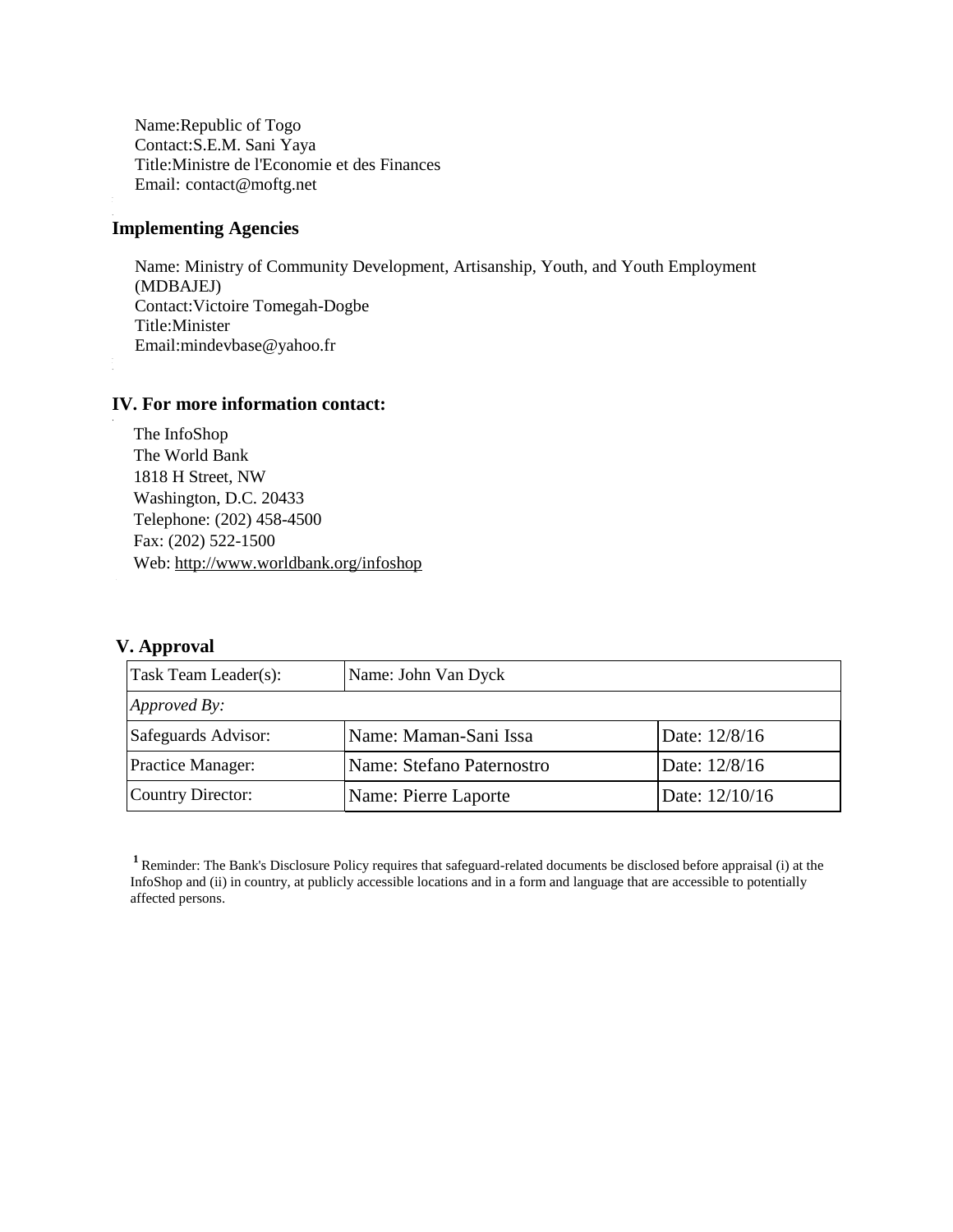Name:Republic of Togo
Contact:S.E.M. Sani Yaya
Title:Ministre de l'Economie et des Finances
Email: contact@moftg.net

## Implementing Agencies

Name: Ministry of Community Development, Artisanship, Youth, and Youth Employment (MDBAJEJ)
Contact:Victoire Tomegah-Dogbe
Title:Minister
Email:mindevbase@yahoo.fr

## IV. For more information contact:

The InfoShop
The World Bank
1818 H Street, NW
Washington, D.C. 20433
Telephone: (202) 458-4500
Fax: (202) 522-1500
Web: http://www.worldbank.org/infoshop

## V. Approval

| Task Team Leader(s): | Name: John Van Dyck | |
|---|---|---|
| *Approved By:* | | |
| Safeguards Advisor: | Name: Maman-Sani Issa | Date: 12/8/16 |
| Practice Manager: | Name: Stefano Paternostro | Date: 12/8/16 |
| Country Director: | Name: Pierre Laporte | Date: 12/10/16 |

[1] Reminder: The Bank's Disclosure Policy requires that safeguard-related documents be disclosed before appraisal (i) at the InfoShop and (ii) in country, at publicly accessible locations and in a form and language that are accessible to potentially affected persons.